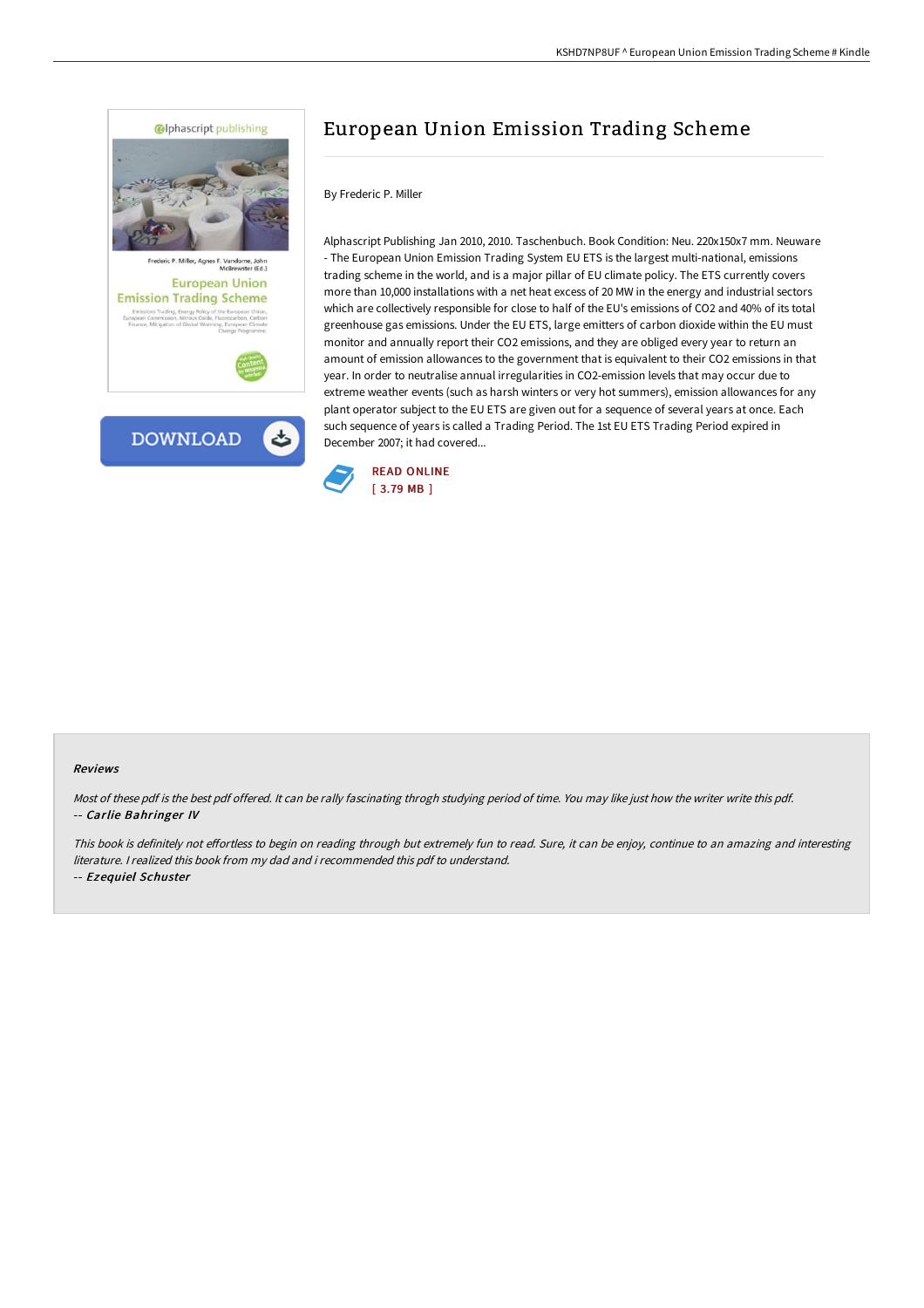# European Union Emission Trading Scheme

By Frederic P. Miller

Alphascript Publishing Jan 2010, 2010. Taschenbuch. Book Condition: Neu. 220x150x7 mm. Neuware - The European Union Emission Trading System EU ETS is the largest multi-national, emissions trading scheme in the world, and is a major pillar of EU climate policy. The ETS currently covers more than 10,000 installations with a net heat excess of 20 MW in the energy and industrial sectors which are collectively responsible for close to half of the EU's emissions of CO2 and 40% of its total greenhouse gas emissions. Under the EU ETS, large emitters of carbon dioxide within the EU must monitor and annually report their CO2 emissions, and they are obliged every year to return an amount of emission allowances to the government that is equivalent to their CO2 emissions in that year. In order to neutralise annual irregularities in CO2-emission levels that may occur due to extreme weather events (such as harsh winters or very hot summers), emission allowances for any plant operator subject to the EU ETS are given out for a sequence of several years at once. Each such sequence of years is called a Trading Period. The 1st EU ETS Trading Period expired in December 2007; it had covered...

READ ONLINE
[ 3.79 MB ]

### Reviews

*Most of these pdf is the best pdf offered. It can be rally fascinating throgh studying period of time. You may like just how the writer write this pdf.*
*-- Carlie Bahringer IV*

*This book is definitely not effortless to begin on reading through but extremely fun to read. Sure, it can be enjoy, continue to an amazing and interesting literature. I realized this book from my dad and i recommended this pdf to understand.*
*-- Ezequiel Schuster*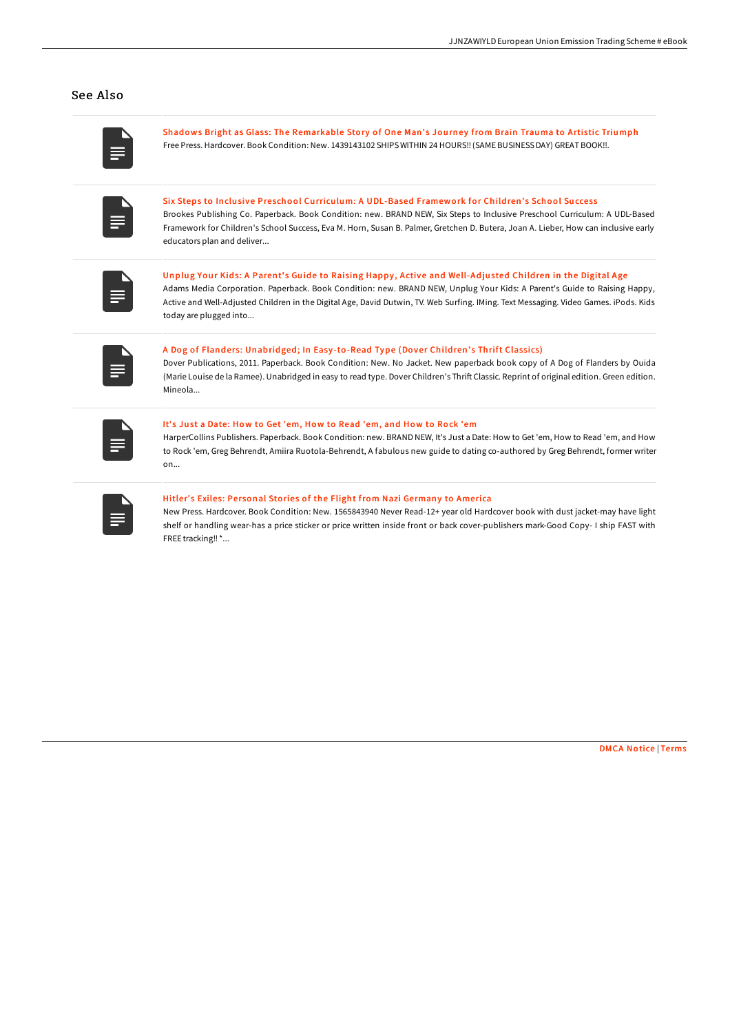## See Also

**Shadows Bright as Glass: The Remarkable Story of One Man's Journey from Brain Trauma to Artistic Triumph**
Free Press. Hardcover. Book Condition: New. 1439143102 SHIPS WITHIN 24 HOURS!! (SAME BUSINESS DAY) GREAT BOOK!!.

**Six Steps to Inclusive Preschool Curriculum: A UDL-Based Framework for Children's School Success**
Brookes Publishing Co. Paperback. Book Condition: new. BRAND NEW, Six Steps to Inclusive Preschool Curriculum: A UDL-Based Framework for Children's School Success, Eva M. Horn, Susan B. Palmer, Gretchen D. Butera, Joan A. Lieber, How can inclusive early educators plan and deliver...

**Unplug Your Kids: A Parent's Guide to Raising Happy, Active and Well-Adjusted Children in the Digital Age**
Adams Media Corporation. Paperback. Book Condition: new. BRAND NEW, Unplug Your Kids: A Parent's Guide to Raising Happy, Active and Well-Adjusted Children in the Digital Age, David Dutwin, TV. Web Surfing. IMing. Text Messaging. Video Games. iPods. Kids today are plugged into...

**A Dog of Flanders: Unabridged; In Easy-to-Read Type (Dover Children's Thrift Classics)**
Dover Publications, 2011. Paperback. Book Condition: New. No Jacket. New paperback book copy of A Dog of Flanders by Ouida (Marie Louise de la Ramee). Unabridged in easy to read type. Dover Children's Thrift Classic. Reprint of original edition. Green edition. Mineola...

**It's Just a Date: How to Get 'em, How to Read 'em, and How to Rock 'em**
HarperCollins Publishers. Paperback. Book Condition: new. BRAND NEW, It's Just a Date: How to Get 'em, How to Read 'em, and How to Rock 'em, Greg Behrendt, Amiira Ruotola-Behrendt, A fabulous new guide to dating co-authored by Greg Behrendt, former writer on...

**Hitler's Exiles: Personal Stories of the Flight from Nazi Germany to America**
New Press. Hardcover. Book Condition: New. 1565843940 Never Read-12+ year old Hardcover book with dust jacket-may have light shelf or handling wear-has a price sticker or price written inside front or back cover-publishers mark-Good Copy- I ship FAST with FREE tracking!! *...